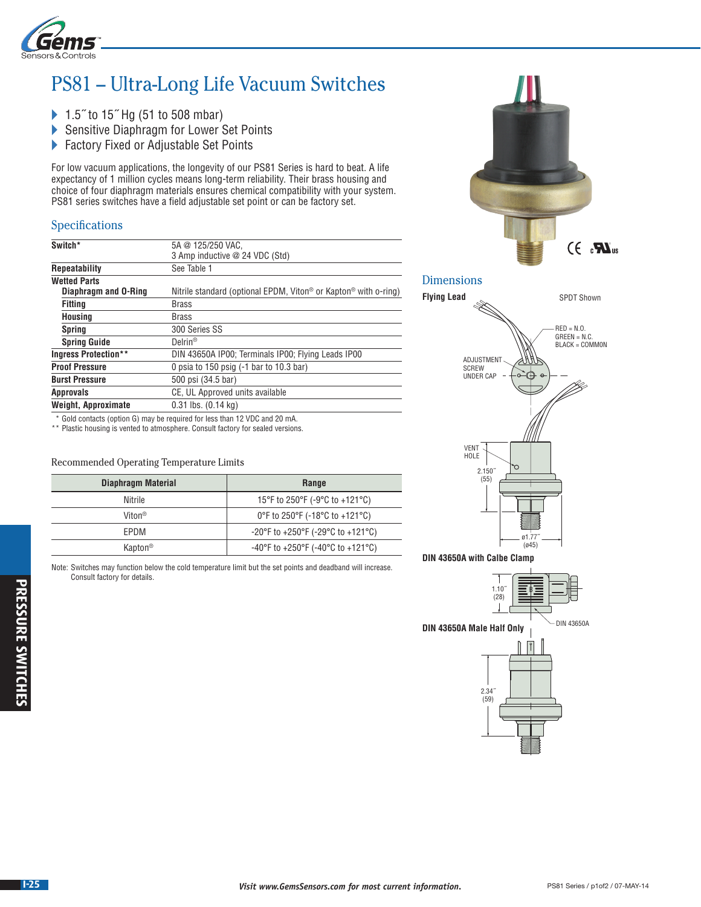# PS81 – Ultra-Long Life Vacuum Switches

- 1.5˝ to 15˝ Hg (51 to 508 mbar)
- Sensitive Diaphragm for Lower Set Points
- Factory Fixed or Adjustable Set Points

For low vacuum applications, the longevity of our PS81 Series is hard to beat. A life expectancy of 1 million cycles means long-term reliability. Their brass housing and choice of four diaphragm materials ensures chemical compatibility with your system. PS81 series switches have a field adjustable set point or can be factory set.

## Specifications

| | |
|---|---|
| **Switch*** | 5A @ 125/250 VAC, 3 Amp inductive @ 24 VDC (Std) |
| **Repeatability** | See Table 1 |
| **Wetted Parts** | |
| **Diaphragm and O-Ring** | Nitrile standard (optional EPDM, Viton® or Kapton® with o-ring) |
| **Fitting** | Brass |
| **Housing** | Brass |
| **Spring** | 300 Series SS |
| **Spring Guide** | Delrin® |
| **Ingress Protection**** | DIN 43650A IP00; Terminals IP00; Flying Leads IP00 |
| **Proof Pressure** | 0 psia to 150 psig (-1 bar to 10.3 bar) |
| **Burst Pressure** | 500 psi (34.5 bar) |
| **Approvals** | CE, UL Approved units available |
| **Weight, Approximate** | 0.31 lbs. (0.14 kg) |

\* Gold contacts (option G) may be required for less than 12 VDC and 20 mA.
** Plastic housing is vented to atmosphere. Consult factory for sealed versions.

Recommended Operating Temperature Limits

| Diaphragm Material | Range |
|---|---|
| Nitrile | 15°F to 250°F (-9°C to +121°C) |
| Viton® | 0°F to 250°F (-18°C to +121°C) |
| EPDM | -20°F to +250°F (-29°C to +121°C) |
| Kapton® | -40°F to +250°F (-40°C to +121°C) |

Note: Switches may function below the cold temperature limit but the set points and deadband will increase. Consult factory for details.

## Dimensions

**Flying Lead**

SPDT Shown

RED = N.O.
GREEN = N.C.
BLACK = COMMON

ADJUSTMENT SCREW UNDER CAP

VENT HOLE

2.150˝ (55)

ø1.77˝ (ø45)

**DIN 43650A with Calbe Clamp**

1.10˝ (28)

DIN 43650A

**DIN 43650A Male Half Only**

2.34˝ (59)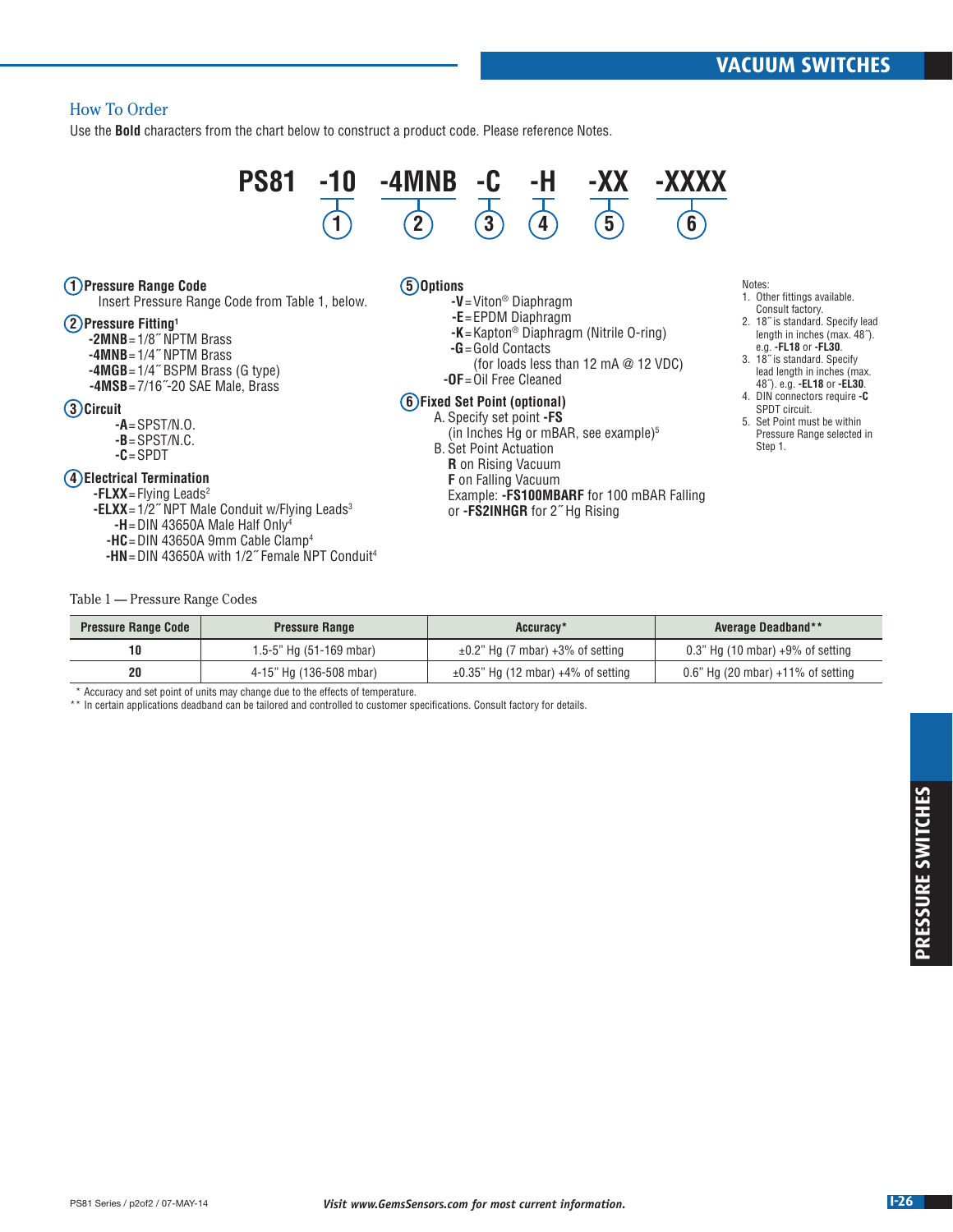## How To Order

Use the **Bold** characters from the chart below to construct a product code. Please reference Notes.

**PS81 -10 -4MNB -C -H -XX -XXXX**

1 2 3 4 5 6

**1 Pressure Range Code**

Insert Pressure Range Code from Table 1, below.

**2 Pressure Fitting[1]**

- **-2MNB** = 1/8˝ NPTM Brass
- **-4MNB** = 1/4˝ NPTM Brass
- **-4MGB** = 1/4˝ BSPM Brass (G type)
- **-4MSB** = 7/16˝-20 SAE Male, Brass

**3 Circuit**

- **-A** = SPST/N.O.
- **-B** = SPST/N.C.
- **-C** = SPDT

**4 Electrical Termination**

- **-FLXX** = Flying Leads[2]
- **-ELXX** = 1/2˝ NPT Male Conduit w/Flying Leads[3]
- **-H** = DIN 43650A Male Half Only[4]
- **-HC** = DIN 43650A 9mm Cable Clamp[4]
- **-HN** = DIN 43650A with 1/2˝ Female NPT Conduit[4]

**5 Options**

- **-V** = Viton® Diaphragm
- **-E** = EPDM Diaphragm
- **-K** = Kapton® Diaphragm (Nitrile O-ring)
- **-G** = Gold Contacts (for loads less than 12 mA @ 12 VDC)
- **-OF** = Oil Free Cleaned

**6 Fixed Set Point (optional)**

A. Specify set point **-FS** (in Inches Hg or mBAR, see example)[5]

B. Set Point Actuation

**R** on Rising Vacuum

**F** on Falling Vacuum

Example: **-FS100MBARF** for 100 mBAR Falling or **-FS2INHGR** for 2˝ Hg Rising

Notes:

1. Other fittings available. Consult factory.
2. 18˝ is standard. Specify lead length in inches (max. 48˝). e.g. **-FL18** or **-FL30**.
3. 18˝ is standard. Specify lead length in inches (max. 48˝). e.g. **-EL18** or **-EL30**.
4. DIN connectors require **-C** SPDT circuit.
5. Set Point must be within Pressure Range selected in Step 1.

Table 1 — Pressure Range Codes

| Pressure Range Code | Pressure Range | Accuracy* | Average Deadband** |
|---|---|---|---|
| **10** | 1.5-5" Hg (51-169 mbar) | ±0.2" Hg (7 mbar) +3% of setting | 0.3" Hg (10 mbar) +9% of setting |
| **20** | 4-15" Hg (136-508 mbar) | ±0.35" Hg (12 mbar) +4% of setting | 0.6" Hg (20 mbar) +11% of setting |

\* Accuracy and set point of units may change due to the effects of temperature.

** In certain applications deadband can be tailored and controlled to customer specifications. Consult factory for details.